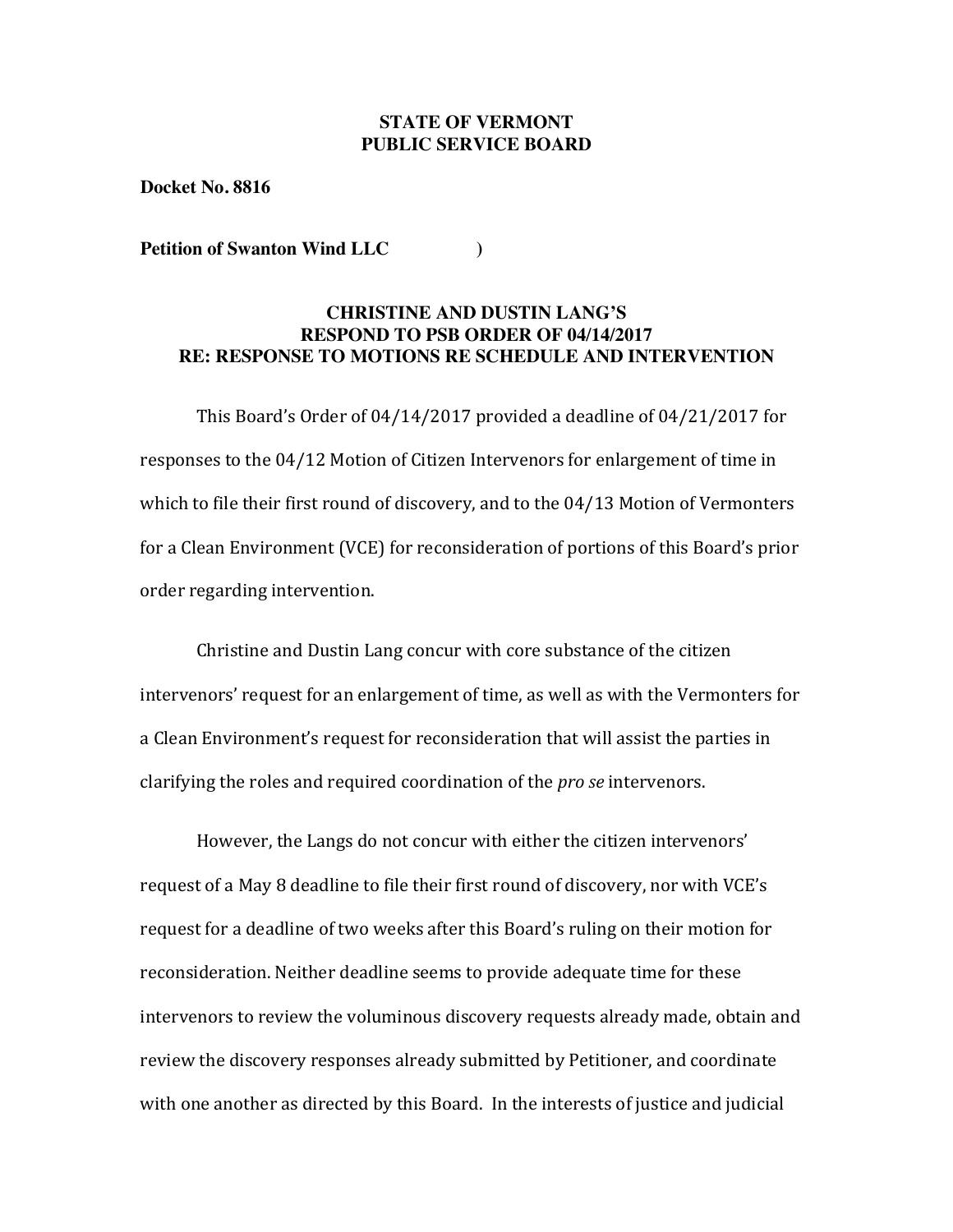**STATE OF VERMONT**
**PUBLIC SERVICE BOARD**

**Docket No. 8816**

**Petition of Swanton Wind LLC** )

**CHRISTINE AND DUSTIN LANG'S**
**RESPOND TO PSB ORDER OF 04/14/2017**
**RE: RESPONSE TO MOTIONS RE SCHEDULE AND INTERVENTION**

This Board's Order of 04/14/2017 provided a deadline of 04/21/2017 for responses to the 04/12 Motion of Citizen Intervenors for enlargement of time in which to file their first round of discovery, and to the 04/13 Motion of Vermonters for a Clean Environment (VCE) for reconsideration of portions of this Board's prior order regarding intervention.

Christine and Dustin Lang concur with core substance of the citizen intervenors' request for an enlargement of time, as well as with the Vermonters for a Clean Environment's request for reconsideration that will assist the parties in clarifying the roles and required coordination of the *pro se* intervenors.

However, the Langs do not concur with either the citizen intervenors' request of a May 8 deadline to file their first round of discovery, nor with VCE's request for a deadline of two weeks after this Board's ruling on their motion for reconsideration. Neither deadline seems to provide adequate time for these intervenors to review the voluminous discovery requests already made, obtain and review the discovery responses already submitted by Petitioner, and coordinate with one another as directed by this Board. In the interests of justice and judicial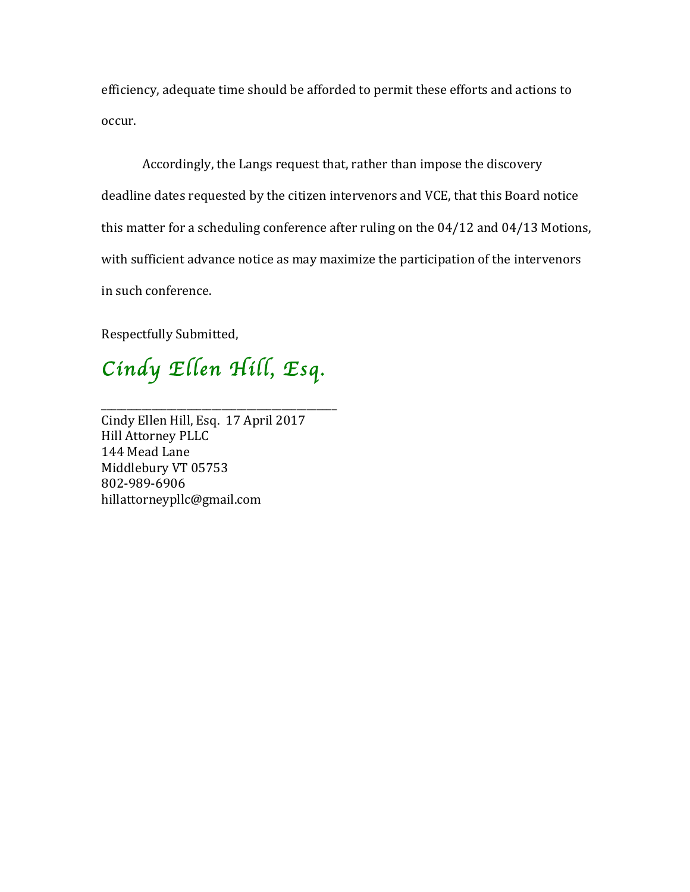efficiency, adequate time should be afforded to permit these efforts and actions to occur.

Accordingly, the Langs request that, rather than impose the discovery deadline dates requested by the citizen intervenors and VCE, that this Board notice this matter for a scheduling conference after ruling on the 04/12 and 04/13 Motions, with sufficient advance notice as may maximize the participation of the intervenors in such conference.

Respectfully Submitted,

*Cindy Ellen Hill, Esq.*

\_\_\_\_\_\_\_\_\_\_\_\_\_\_\_\_\_\_\_\_\_\_\_\_\_\_\_\_\_\_\_\_\_\_\_\_\_\_\_\_\_\_\_\_\_\_\_\_

Cindy Ellen Hill, Esq. 17 April 2017
Hill Attorney PLLC
144 Mead Lane
Middlebury VT 05753
802-989-6906
hillattorneypllc@gmail.com